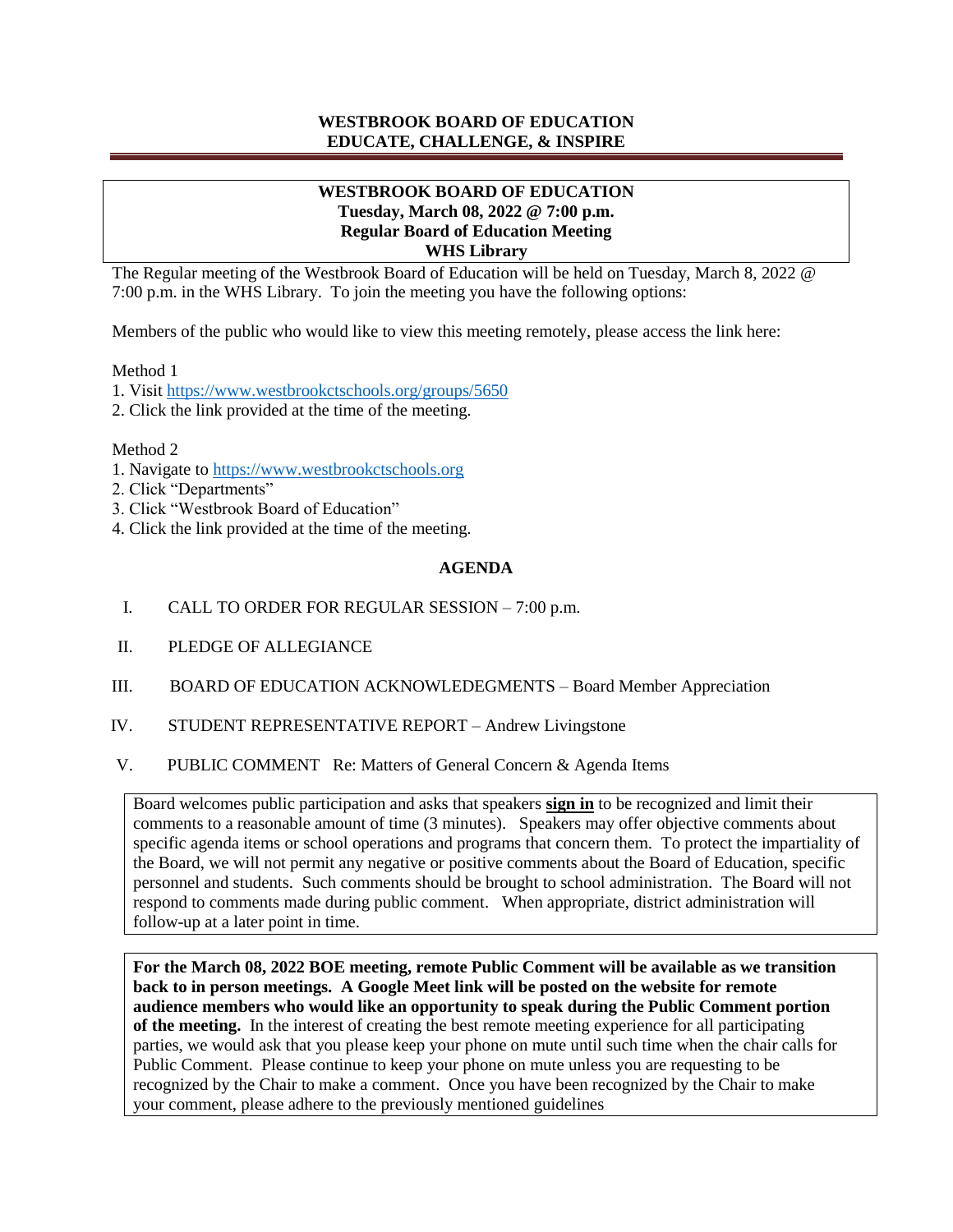**WESTBROOK BOARD OF EDUCATION**
**EDUCATE, CHALLENGE, & INSPIRE**

---

**WESTBROOK BOARD OF EDUCATION**
**Tuesday, March 08, 2022 @ 7:00 p.m.**
**Regular Board of Education Meeting**
**WHS Library**

The Regular meeting of the Westbrook Board of Education will be held on Tuesday, March 8, 2022 @ 7:00 p.m. in the WHS Library. To join the meeting you have the following options:

Members of the public who would like to view this meeting remotely, please access the link here:

Method 1
1. Visit https://www.westbrookctschools.org/groups/5650
2. Click the link provided at the time of the meeting.

Method 2
1. Navigate to https://www.westbrookctschools.org
2. Click "Departments"
3. Click "Westbrook Board of Education"
4. Click the link provided at the time of the meeting.

## AGENDA

I. CALL TO ORDER FOR REGULAR SESSION – 7:00 p.m.

II. PLEDGE OF ALLEGIANCE

III. BOARD OF EDUCATION ACKNOWLEDGMENTS – Board Member Appreciation

IV. STUDENT REPRESENTATIVE REPORT – Andrew Livingstone

V. PUBLIC COMMENT Re: Matters of General Concern & Agenda Items

Board welcomes public participation and asks that speakers **sign in** to be recognized and limit their comments to a reasonable amount of time (3 minutes). Speakers may offer objective comments about specific agenda items or school operations and programs that concern them. To protect the impartiality of the Board, we will not permit any negative or positive comments about the Board of Education, specific personnel and students. Such comments should be brought to school administration. The Board will not respond to comments made during public comment. When appropriate, district administration will follow-up at a later point in time.

**For the March 08, 2022 BOE meeting, remote Public Comment will be available as we transition back to in person meetings. A Google Meet link will be posted on the website for remote audience members who would like an opportunity to speak during the Public Comment portion of the meeting.** In the interest of creating the best remote meeting experience for all participating parties, we would ask that you please keep your phone on mute until such time when the chair calls for Public Comment. Please continue to keep your phone on mute unless you are requesting to be recognized by the Chair to make a comment. Once you have been recognized by the Chair to make your comment, please adhere to the previously mentioned guidelines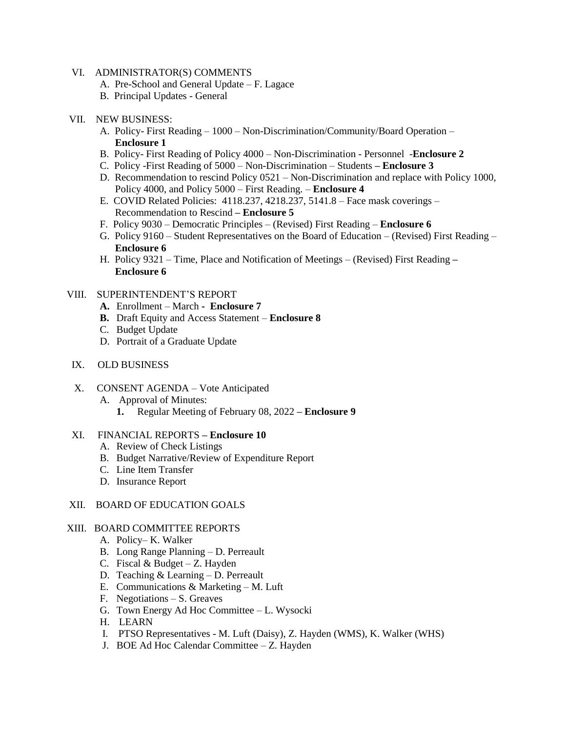VI. ADMINISTRATOR(S) COMMENTS

A. Pre-School and General Update – F. Lagace
B. Principal Updates - General

VII. NEW BUSINESS:

A. Policy- First Reading – 1000 – Non-Discrimination/Community/Board Operation – **Enclosure 1**
B. Policy- First Reading of Policy 4000 – Non-Discrimination - Personnel -**Enclosure 2**
C. Policy -First Reading of 5000 – Non-Discrimination – Students **– Enclosure 3**
D. Recommendation to rescind Policy 0521 – Non-Discrimination and replace with Policy 1000, Policy 4000, and Policy 5000 – First Reading. – **Enclosure 4**
E. COVID Related Policies: 4118.237, 4218.237, 5141.8 – Face mask coverings – Recommendation to Rescind **– Enclosure 5**
F. Policy 9030 – Democratic Principles – (Revised) First Reading – **Enclosure 6**
G. Policy 9160 – Student Representatives on the Board of Education – (Revised) First Reading – **Enclosure 6**
H. Policy 9321 – Time, Place and Notification of Meetings – (Revised) First Reading **– Enclosure 6**

VIII. SUPERINTENDENT'S REPORT

**A.** Enrollment – March - **Enclosure 7**
**B.** Draft Equity and Access Statement – **Enclosure 8**
C. Budget Update
D. Portrait of a Graduate Update

IX. OLD BUSINESS

X. CONSENT AGENDA – Vote Anticipated

A. Approval of Minutes:
   **1.** Regular Meeting of February 08, 2022 **– Enclosure 9**

XI. FINANCIAL REPORTS **– Enclosure 10**

A. Review of Check Listings
B. Budget Narrative/Review of Expenditure Report
C. Line Item Transfer
D. Insurance Report

XII. BOARD OF EDUCATION GOALS

XIII. BOARD COMMITTEE REPORTS

A. Policy– K. Walker
B. Long Range Planning – D. Perreault
C. Fiscal & Budget – Z. Hayden
D. Teaching & Learning – D. Perreault
E. Communications & Marketing – M. Luft
F. Negotiations – S. Greaves
G. Town Energy Ad Hoc Committee – L. Wysocki
H. LEARN
I. PTSO Representatives - M. Luft (Daisy), Z. Hayden (WMS), K. Walker (WHS)
J. BOE Ad Hoc Calendar Committee – Z. Hayden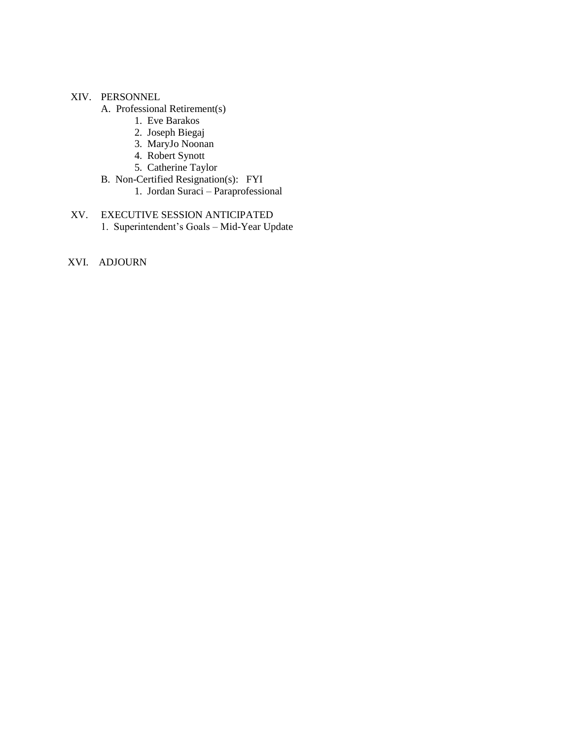XIV. PERSONNEL

A. Professional Retirement(s)

1. Eve Barakos
2. Joseph Biegaj
3. MaryJo Noonan
4. Robert Synott
5. Catherine Taylor

B. Non-Certified Resignation(s): FYI

1. Jordan Suraci – Paraprofessional

XV. EXECUTIVE SESSION ANTICIPATED

1. Superintendent's Goals – Mid-Year Update

XVI. ADJOURN